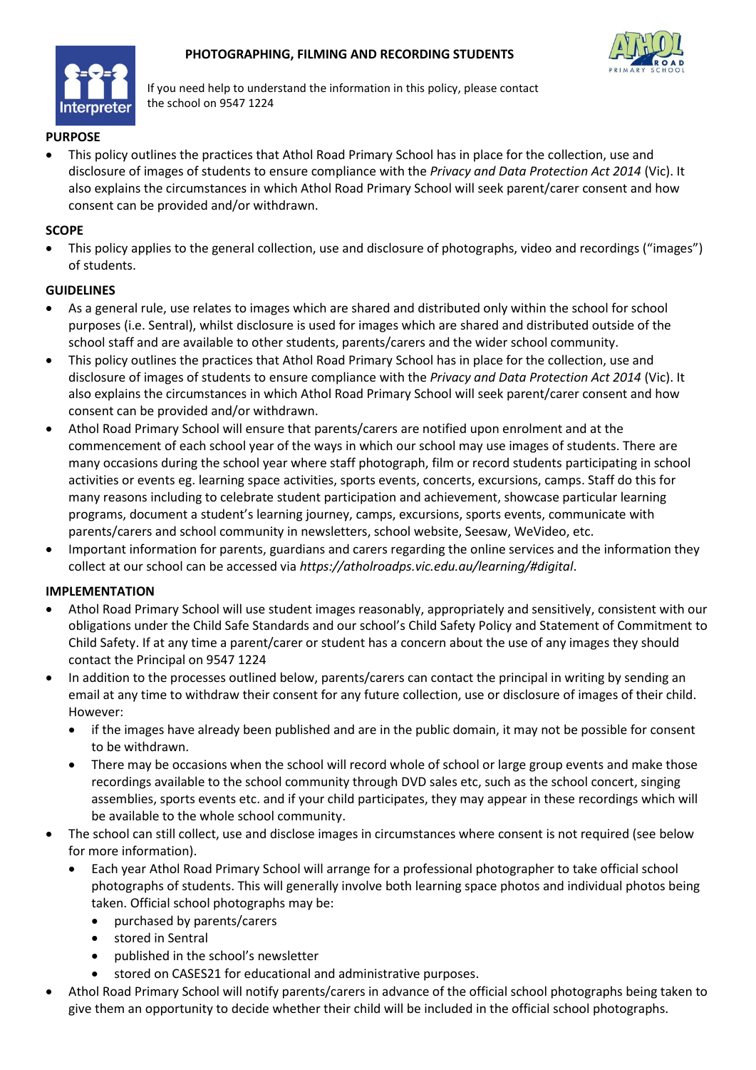# PHOTOGRAPHING, FILMING AND RECORDING STUDENTS

If you need help to understand the information in this policy, please contact the school on 9547 1224

## PURPOSE

- This policy outlines the practices that Athol Road Primary School has in place for the collection, use and disclosure of images of students to ensure compliance with the *Privacy and Data Protection Act 2014* (Vic). It also explains the circumstances in which Athol Road Primary School will seek parent/carer consent and how consent can be provided and/or withdrawn.

## SCOPE

- This policy applies to the general collection, use and disclosure of photographs, video and recordings ("images") of students.

## GUIDELINES

- As a general rule, use relates to images which are shared and distributed only within the school for school purposes (i.e. Sentral), whilst disclosure is used for images which are shared and distributed outside of the school staff and are available to other students, parents/carers and the wider school community.
- This policy outlines the practices that Athol Road Primary School has in place for the collection, use and disclosure of images of students to ensure compliance with the *Privacy and Data Protection Act 2014* (Vic). It also explains the circumstances in which Athol Road Primary School will seek parent/carer consent and how consent can be provided and/or withdrawn.
- Athol Road Primary School will ensure that parents/carers are notified upon enrolment and at the commencement of each school year of the ways in which our school may use images of students. There are many occasions during the school year where staff photograph, film or record students participating in school activities or events eg. learning space activities, sports events, concerts, excursions, camps. Staff do this for many reasons including to celebrate student participation and achievement, showcase particular learning programs, document a student's learning journey, camps, excursions, sports events, communicate with parents/carers and school community in newsletters, school website, Seesaw, WeVideo, etc.
- Important information for parents, guardians and carers regarding the online services and the information they collect at our school can be accessed via *https://atholroadps.vic.edu.au/learning/#digital*.

## IMPLEMENTATION

- Athol Road Primary School will use student images reasonably, appropriately and sensitively, consistent with our obligations under the Child Safe Standards and our school's Child Safety Policy and Statement of Commitment to Child Safety. If at any time a parent/carer or student has a concern about the use of any images they should contact the Principal on 9547 1224
- In addition to the processes outlined below, parents/carers can contact the principal in writing by sending an email at any time to withdraw their consent for any future collection, use or disclosure of images of their child. However:
  - if the images have already been published and are in the public domain, it may not be possible for consent to be withdrawn.
  - There may be occasions when the school will record whole of school or large group events and make those recordings available to the school community through DVD sales etc, such as the school concert, singing assemblies, sports events etc. and if your child participates, they may appear in these recordings which will be available to the whole school community.
- The school can still collect, use and disclose images in circumstances where consent is not required (see below for more information).
  - Each year Athol Road Primary School will arrange for a professional photographer to take official school photographs of students. This will generally involve both learning space photos and individual photos being taken. Official school photographs may be:
    - purchased by parents/carers
    - stored in Sentral
    - published in the school's newsletter
    - stored on CASES21 for educational and administrative purposes.
- Athol Road Primary School will notify parents/carers in advance of the official school photographs being taken to give them an opportunity to decide whether their child will be included in the official school photographs.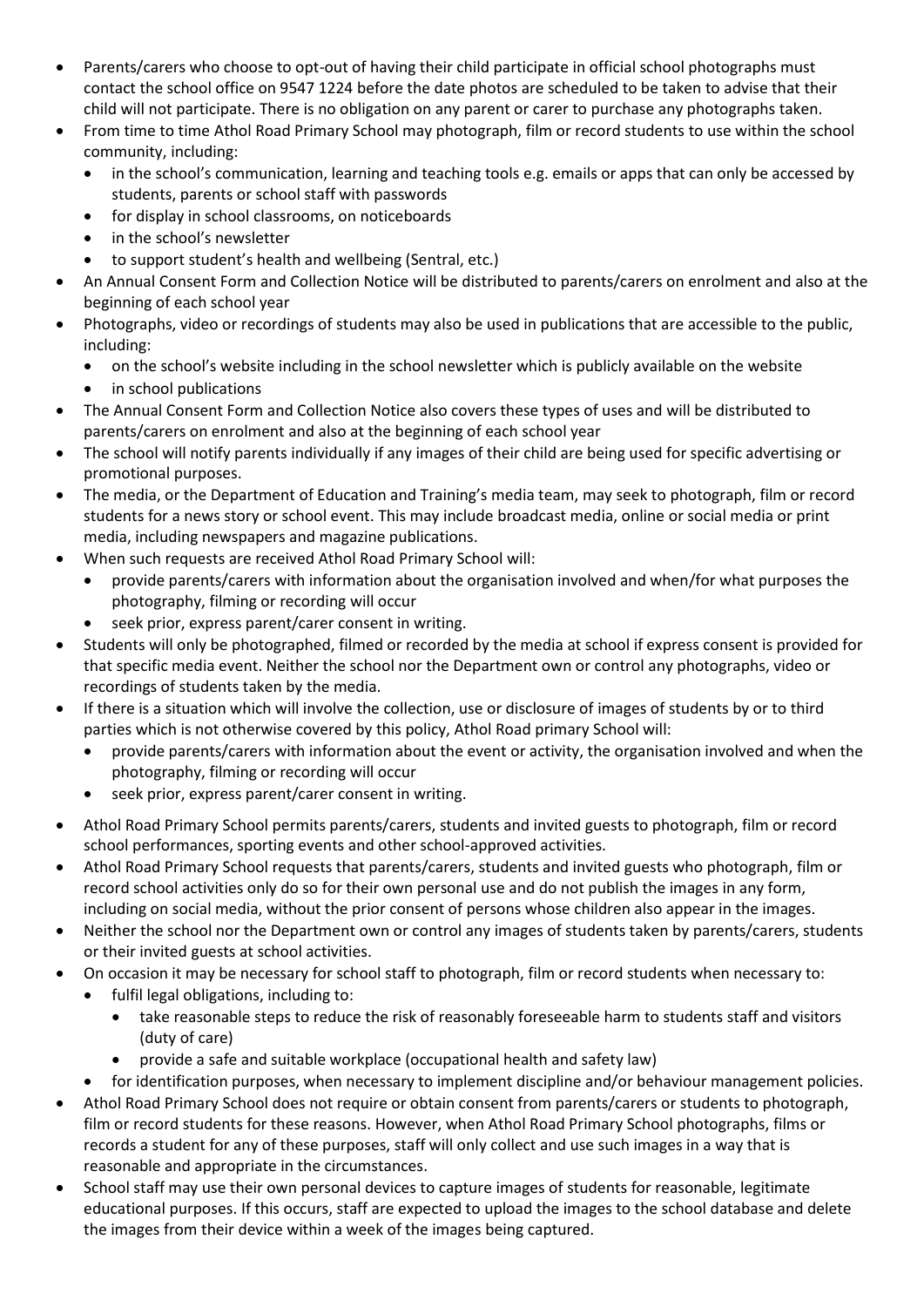- Parents/carers who choose to opt-out of having their child participate in official school photographs must contact the school office on 9547 1224 before the date photos are scheduled to be taken to advise that their child will not participate. There is no obligation on any parent or carer to purchase any photographs taken.
- From time to time Athol Road Primary School may photograph, film or record students to use within the school community, including:
  - in the school's communication, learning and teaching tools e.g. emails or apps that can only be accessed by students, parents or school staff with passwords
  - for display in school classrooms, on noticeboards
  - in the school's newsletter
  - to support student's health and wellbeing (Sentral, etc.)
- An Annual Consent Form and Collection Notice will be distributed to parents/carers on enrolment and also at the beginning of each school year
- Photographs, video or recordings of students may also be used in publications that are accessible to the public, including:
  - on the school's website including in the school newsletter which is publicly available on the website
  - in school publications
- The Annual Consent Form and Collection Notice also covers these types of uses and will be distributed to parents/carers on enrolment and also at the beginning of each school year
- The school will notify parents individually if any images of their child are being used for specific advertising or promotional purposes.
- The media, or the Department of Education and Training's media team, may seek to photograph, film or record students for a news story or school event. This may include broadcast media, online or social media or print media, including newspapers and magazine publications.
- When such requests are received Athol Road Primary School will:
  - provide parents/carers with information about the organisation involved and when/for what purposes the photography, filming or recording will occur
  - seek prior, express parent/carer consent in writing.
- Students will only be photographed, filmed or recorded by the media at school if express consent is provided for that specific media event. Neither the school nor the Department own or control any photographs, video or recordings of students taken by the media.
- If there is a situation which will involve the collection, use or disclosure of images of students by or to third parties which is not otherwise covered by this policy, Athol Road primary School will:
  - provide parents/carers with information about the event or activity, the organisation involved and when the photography, filming or recording will occur
  - seek prior, express parent/carer consent in writing.
- Athol Road Primary School permits parents/carers, students and invited guests to photograph, film or record school performances, sporting events and other school-approved activities.
- Athol Road Primary School requests that parents/carers, students and invited guests who photograph, film or record school activities only do so for their own personal use and do not publish the images in any form, including on social media, without the prior consent of persons whose children also appear in the images.
- Neither the school nor the Department own or control any images of students taken by parents/carers, students or their invited guests at school activities.
- On occasion it may be necessary for school staff to photograph, film or record students when necessary to:
  - fulfil legal obligations, including to:
    - take reasonable steps to reduce the risk of reasonably foreseeable harm to students staff and visitors (duty of care)
    - provide a safe and suitable workplace (occupational health and safety law)
  - for identification purposes, when necessary to implement discipline and/or behaviour management policies.
- Athol Road Primary School does not require or obtain consent from parents/carers or students to photograph, film or record students for these reasons. However, when Athol Road Primary School photographs, films or records a student for any of these purposes, staff will only collect and use such images in a way that is reasonable and appropriate in the circumstances.
- School staff may use their own personal devices to capture images of students for reasonable, legitimate educational purposes. If this occurs, staff are expected to upload the images to the school database and delete the images from their device within a week of the images being captured.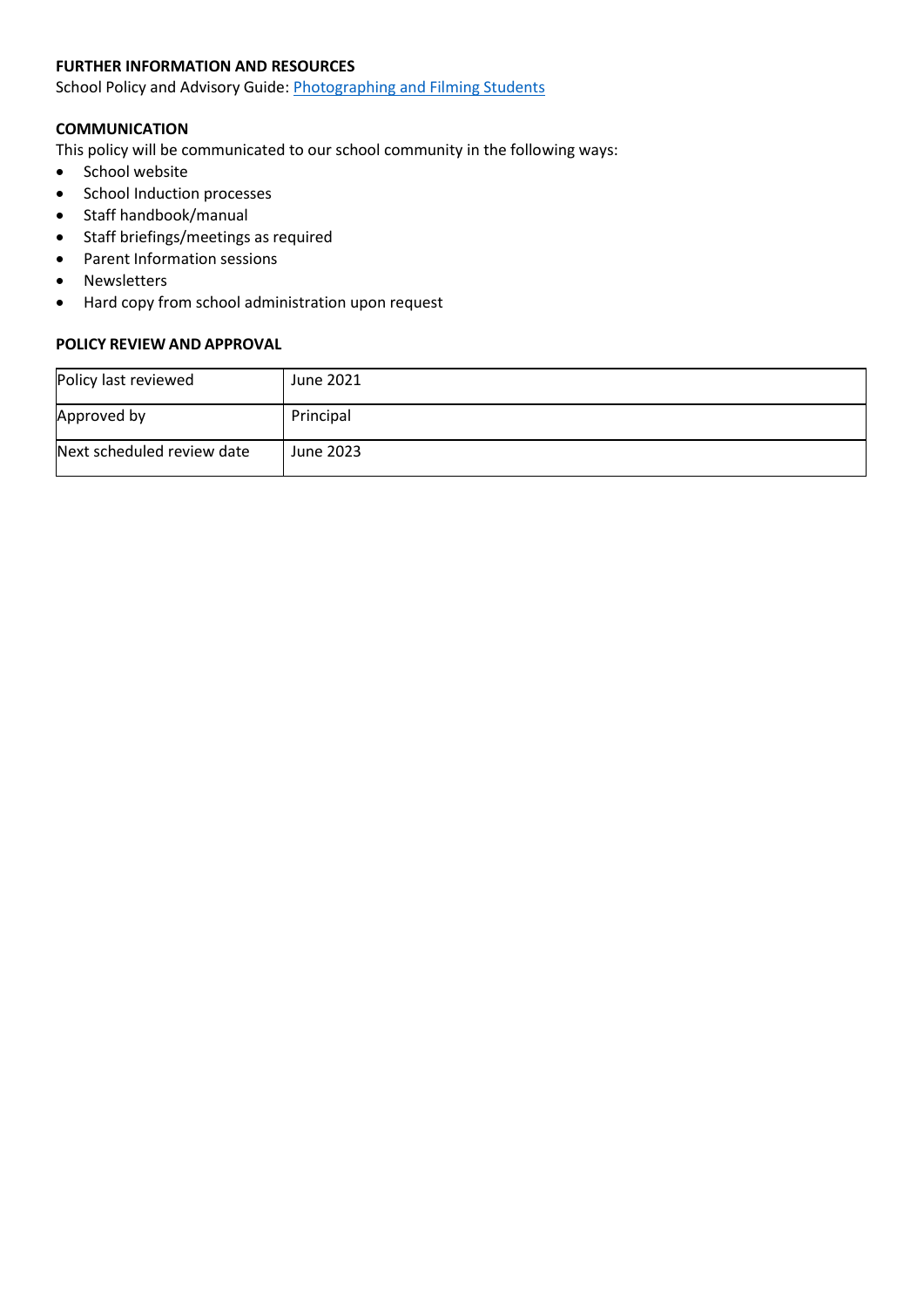## FURTHER INFORMATION AND RESOURCES

School Policy and Advisory Guide: [Photographing and Filming Students]

## COMMUNICATION

This policy will be communicated to our school community in the following ways:

- School website
- School Induction processes
- Staff handbook/manual
- Staff briefings/meetings as required
- Parent Information sessions
- Newsletters
- Hard copy from school administration upon request

## POLICY REVIEW AND APPROVAL

| | |
|---|---|
| Policy last reviewed | June 2021 |
| Approved by | Principal |
| Next scheduled review date | June 2023 |